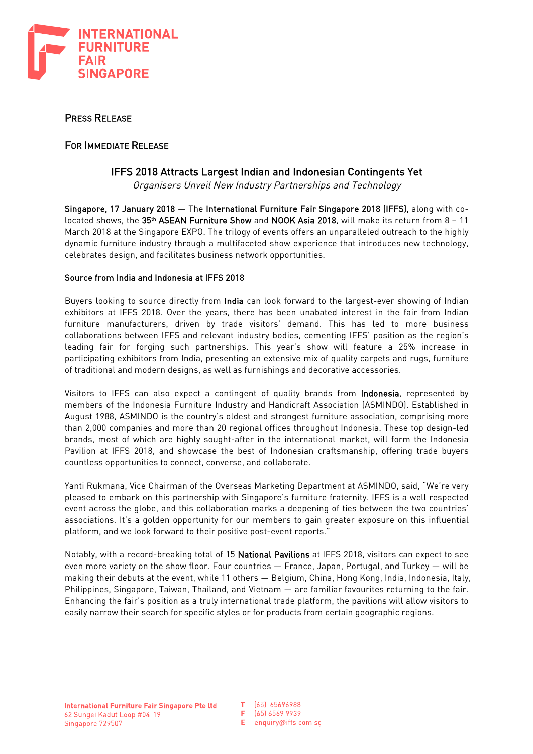INTERNATIONAL FURNITURE FAIR SINGAPORE

PRESS RELEASE

FOR IMMEDIATE RELEASE

# IFFS 2018 Attracts Largest Indian and Indonesian Contingents Yet

*Organisers Unveil New Industry Partnerships and Technology*

**Singapore, 17 January 2018** — The **International Furniture Fair Singapore 2018 (IFFS),** along with co-located shows, the **35th ASEAN Furniture Show** and **NOOK Asia 2018**, will make its return from 8 – 11 March 2018 at the Singapore EXPO. The trilogy of events offers an unparalleled outreach to the highly dynamic furniture industry through a multifaceted show experience that introduces new technology, celebrates design, and facilitates business network opportunities.

**Source from India and Indonesia at IFFS 2018**

Buyers looking to source directly from **India** can look forward to the largest-ever showing of Indian exhibitors at IFFS 2018. Over the years, there has been unabated interest in the fair from Indian furniture manufacturers, driven by trade visitors' demand. This has led to more business collaborations between IFFS and relevant industry bodies, cementing IFFS' position as the region's leading fair for forging such partnerships. This year's show will feature a 25% increase in participating exhibitors from India, presenting an extensive mix of quality carpets and rugs, furniture of traditional and modern designs, as well as furnishings and decorative accessories.

Visitors to IFFS can also expect a contingent of quality brands from **Indonesia**, represented by members of the Indonesia Furniture Industry and Handicraft Association (ASMINDO). Established in August 1988, ASMINDO is the country's oldest and strongest furniture association, comprising more than 2,000 companies and more than 20 regional offices throughout Indonesia. These top design-led brands, most of which are highly sought-after in the international market, will form the Indonesia Pavilion at IFFS 2018, and showcase the best of Indonesian craftsmanship, offering trade buyers countless opportunities to connect, converse, and collaborate.

Yanti Rukmana, Vice Chairman of the Overseas Marketing Department at ASMINDO, said, "We're very pleased to embark on this partnership with Singapore's furniture fraternity. IFFS is a well respected event across the globe, and this collaboration marks a deepening of ties between the two countries' associations. It's a golden opportunity for our members to gain greater exposure on this influential platform, and we look forward to their positive post-event reports."

Notably, with a record-breaking total of 15 **National Pavilions** at IFFS 2018, visitors can expect to see even more variety on the show floor. Four countries — France, Japan, Portugal, and Turkey — will be making their debuts at the event, while 11 others — Belgium, China, Hong Kong, India, Indonesia, Italy, Philippines, Singapore, Taiwan, Thailand, and Vietnam — are familiar favourites returning to the fair. Enhancing the fair's position as a truly international trade platform, the pavilions will allow visitors to easily narrow their search for specific styles or for products from certain geographic regions.

**International Furniture Fair Singapore Pte ltd**
62 Sungei Kadut Loop #04-19
Singapore 729507

**T** (65) 65696988
**F** (65) 6569 9939
**E** enquiry@iffs.com.sg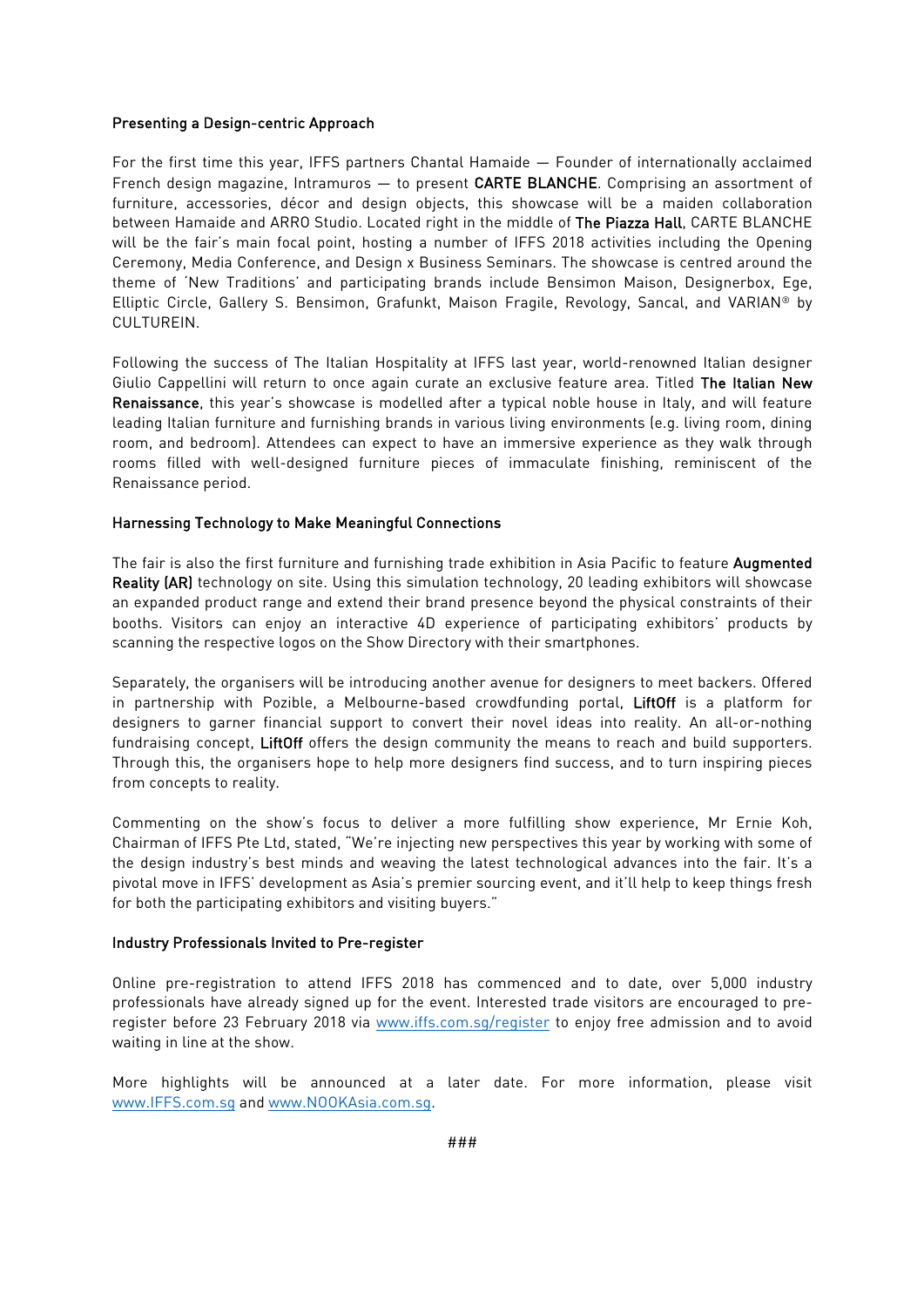### Presenting a Design-centric Approach

For the first time this year, IFFS partners Chantal Hamaide — Founder of internationally acclaimed French design magazine, Intramuros — to present **CARTE BLANCHE**. Comprising an assortment of furniture, accessories, décor and design objects, this showcase will be a maiden collaboration between Hamaide and ARRO Studio. Located right in the middle of **The Piazza Hall**, CARTE BLANCHE will be the fair's main focal point, hosting a number of IFFS 2018 activities including the Opening Ceremony, Media Conference, and Design x Business Seminars. The showcase is centred around the theme of 'New Traditions' and participating brands include Bensimon Maison, Designerbox, Ege, Elliptic Circle, Gallery S. Bensimon, Grafunkt, Maison Fragile, Revology, Sancal, and VARIAN® by CULTUREIN.

Following the success of The Italian Hospitality at IFFS last year, world-renowned Italian designer Giulio Cappellini will return to once again curate an exclusive feature area. Titled **The Italian New Renaissance**, this year's showcase is modelled after a typical noble house in Italy, and will feature leading Italian furniture and furnishing brands in various living environments (e.g. living room, dining room, and bedroom). Attendees can expect to have an immersive experience as they walk through rooms filled with well-designed furniture pieces of immaculate finishing, reminiscent of the Renaissance period.

### Harnessing Technology to Make Meaningful Connections

The fair is also the first furniture and furnishing trade exhibition in Asia Pacific to feature **Augmented Reality (AR)** technology on site. Using this simulation technology, 20 leading exhibitors will showcase an expanded product range and extend their brand presence beyond the physical constraints of their booths. Visitors can enjoy an interactive 4D experience of participating exhibitors' products by scanning the respective logos on the Show Directory with their smartphones.

Separately, the organisers will be introducing another avenue for designers to meet backers. Offered in partnership with Pozible, a Melbourne-based crowdfunding portal, **LiftOff** is a platform for designers to garner financial support to convert their novel ideas into reality. An all-or-nothing fundraising concept, **LiftOff** offers the design community the means to reach and build supporters. Through this, the organisers hope to help more designers find success, and to turn inspiring pieces from concepts to reality.

Commenting on the show's focus to deliver a more fulfilling show experience, Mr Ernie Koh, Chairman of IFFS Pte Ltd, stated, "We're injecting new perspectives this year by working with some of the design industry's best minds and weaving the latest technological advances into the fair. It's a pivotal move in IFFS' development as Asia's premier sourcing event, and it'll help to keep things fresh for both the participating exhibitors and visiting buyers."

### Industry Professionals Invited to Pre-register

Online pre-registration to attend IFFS 2018 has commenced and to date, over 5,000 industry professionals have already signed up for the event. Interested trade visitors are encouraged to pre-register before 23 February 2018 via www.iffs.com.sg/register to enjoy free admission and to avoid waiting in line at the show.

More highlights will be announced at a later date. For more information, please visit www.IFFS.com.sg and www.NOOKAsia.com.sg.

###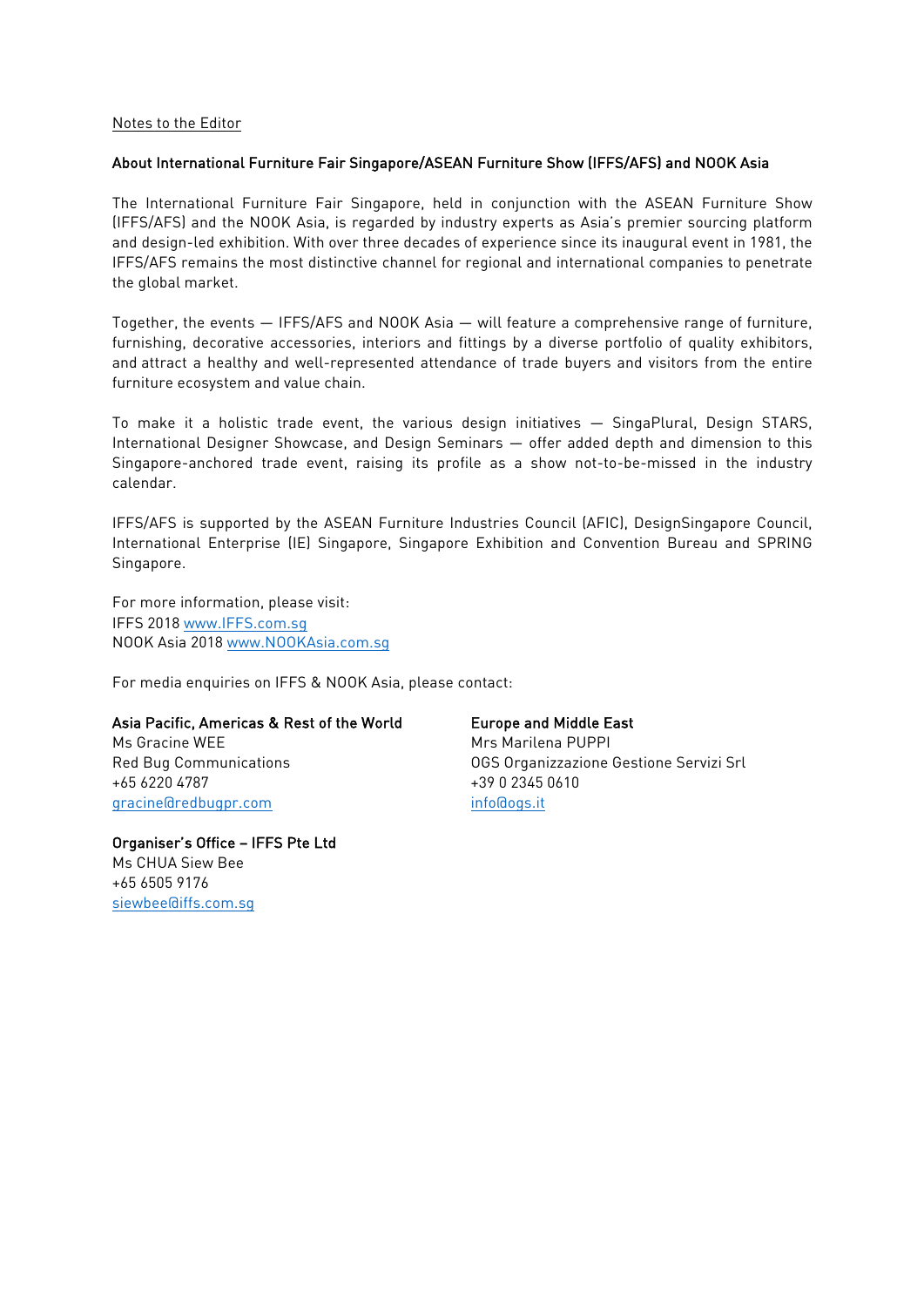Notes to the Editor

**About International Furniture Fair Singapore/ASEAN Furniture Show (IFFS/AFS) and NOOK Asia**

The International Furniture Fair Singapore, held in conjunction with the ASEAN Furniture Show (IFFS/AFS) and the NOOK Asia, is regarded by industry experts as Asia's premier sourcing platform and design-led exhibition. With over three decades of experience since its inaugural event in 1981, the IFFS/AFS remains the most distinctive channel for regional and international companies to penetrate the global market.

Together, the events — IFFS/AFS and NOOK Asia — will feature a comprehensive range of furniture, furnishing, decorative accessories, interiors and fittings by a diverse portfolio of quality exhibitors, and attract a healthy and well-represented attendance of trade buyers and visitors from the entire furniture ecosystem and value chain.

To make it a holistic trade event, the various design initiatives — SingaPlural, Design STARS, International Designer Showcase, and Design Seminars — offer added depth and dimension to this Singapore-anchored trade event, raising its profile as a show not-to-be-missed in the industry calendar.

IFFS/AFS is supported by the ASEAN Furniture Industries Council (AFIC), DesignSingapore Council, International Enterprise (IE) Singapore, Singapore Exhibition and Convention Bureau and SPRING Singapore.

For more information, please visit:
IFFS 2018 www.IFFS.com.sg
NOOK Asia 2018 www.NOOKAsia.com.sg

For media enquiries on IFFS & NOOK Asia, please contact:

**Asia Pacific, Americas & Rest of the World**
Ms Gracine WEE
Red Bug Communications
+65 6220 4787
gracine@redbugpr.com

**Europe and Middle East**
Mrs Marilena PUPPI
OGS Organizzazione Gestione Servizi Srl
+39 0 2345 0610
info@ogs.it

**Organiser's Office – IFFS Pte Ltd**
Ms CHUA Siew Bee
+65 6505 9176
siewbee@iffs.com.sg